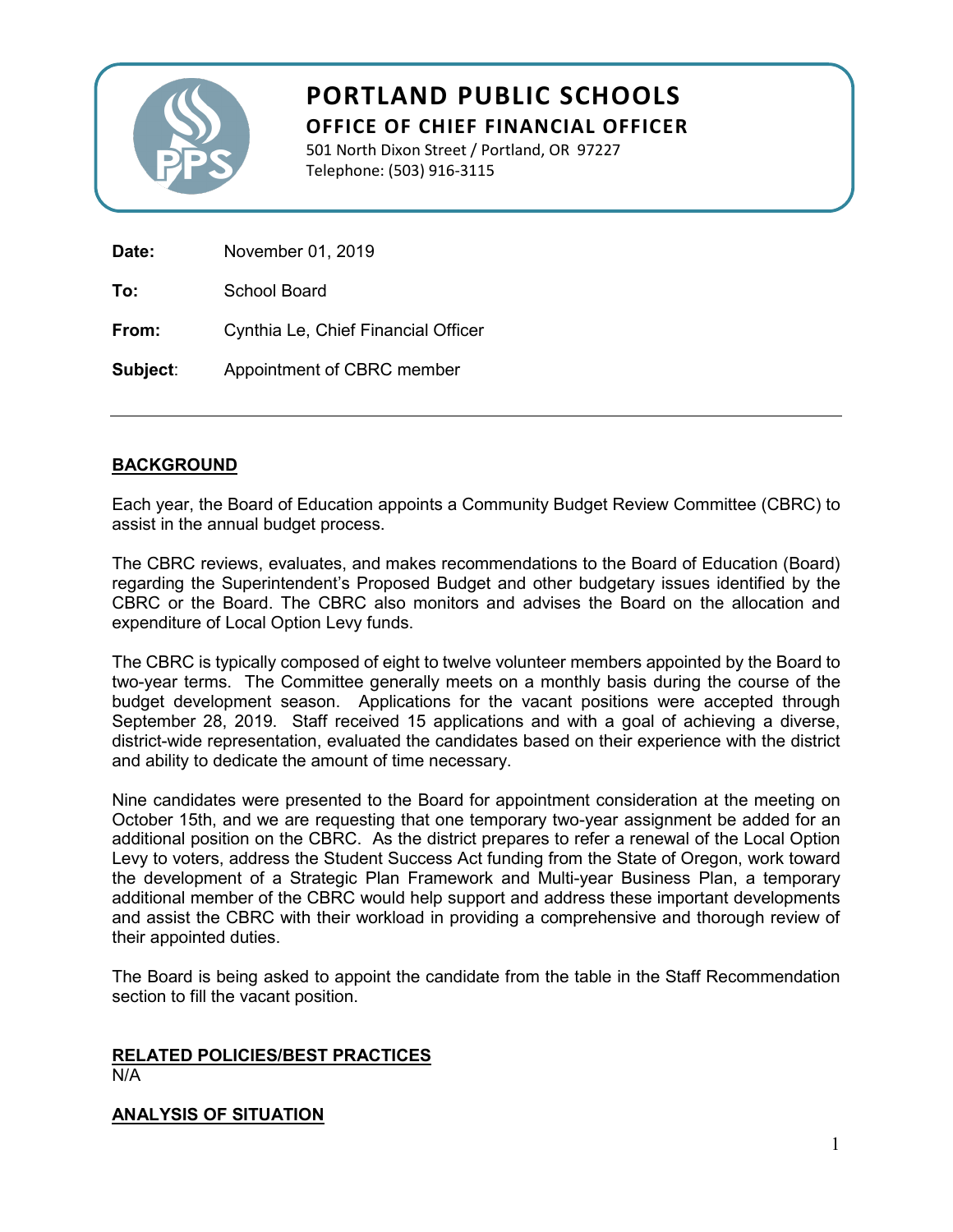# PORTLAND PUBLIC SCHOOLS

## OFFICE OF CHIEF FINANCIAL OFFICER

501 North Dixon Street / Portland, OR 97227
Telephone: (503) 916-3115

**Date:** November 01, 2019

**To:** School Board

**From:** Cynthia Le, Chief Financial Officer

**Subject**: Appointment of CBRC member

---

## BACKGROUND

Each year, the Board of Education appoints a Community Budget Review Committee (CBRC) to assist in the annual budget process.

The CBRC reviews, evaluates, and makes recommendations to the Board of Education (Board) regarding the Superintendent's Proposed Budget and other budgetary issues identified by the CBRC or the Board. The CBRC also monitors and advises the Board on the allocation and expenditure of Local Option Levy funds.

The CBRC is typically composed of eight to twelve volunteer members appointed by the Board to two-year terms. The Committee generally meets on a monthly basis during the course of the budget development season. Applications for the vacant positions were accepted through September 28, 2019. Staff received 15 applications and with a goal of achieving a diverse, district-wide representation, evaluated the candidates based on their experience with the district and ability to dedicate the amount of time necessary.

Nine candidates were presented to the Board for appointment consideration at the meeting on October 15th, and we are requesting that one temporary two-year assignment be added for an additional position on the CBRC. As the district prepares to refer a renewal of the Local Option Levy to voters, address the Student Success Act funding from the State of Oregon, work toward the development of a Strategic Plan Framework and Multi-year Business Plan, a temporary additional member of the CBRC would help support and address these important developments and assist the CBRC with their workload in providing a comprehensive and thorough review of their appointed duties.

The Board is being asked to appoint the candidate from the table in the Staff Recommendation section to fill the vacant position.

## RELATED POLICIES/BEST PRACTICES

N/A

## ANALYSIS OF SITUATION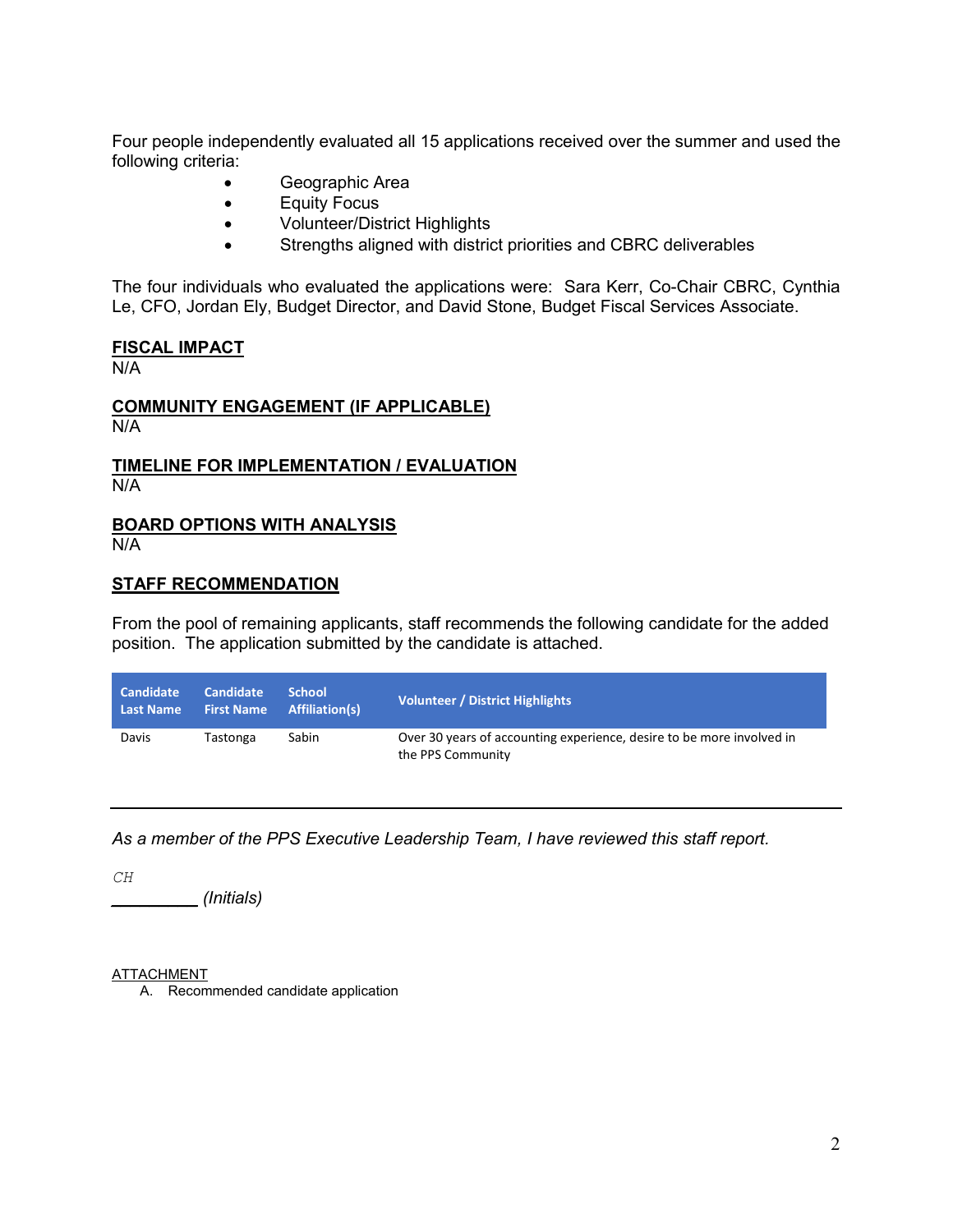Four people independently evaluated all 15 applications received over the summer and used the following criteria:

- Geographic Area
- Equity Focus
- Volunteer/District Highlights
- Strengths aligned with district priorities and CBRC deliverables

The four individuals who evaluated the applications were: Sara Kerr, Co-Chair CBRC, Cynthia Le, CFO, Jordan Ely, Budget Director, and David Stone, Budget Fiscal Services Associate.

## FISCAL IMPACT

N/A

## COMMUNITY ENGAGEMENT (IF APPLICABLE)

N/A

## TIMELINE FOR IMPLEMENTATION / EVALUATION

N/A

## BOARD OPTIONS WITH ANALYSIS

N/A

## STAFF RECOMMENDATION

From the pool of remaining applicants, staff recommends the following candidate for the added position. The application submitted by the candidate is attached.

| Candidate Last Name | Candidate First Name | School Affiliation(s) | Volunteer / District Highlights |
|---|---|---|---|
| Davis | Tastonga | Sabin | Over 30 years of accounting experience, desire to be more involved in the PPS Community |

---

*As a member of the PPS Executive Leadership Team, I have reviewed this staff report.*

CH
_________ *(Initials)*

ATTACHMENT

A. Recommended candidate application